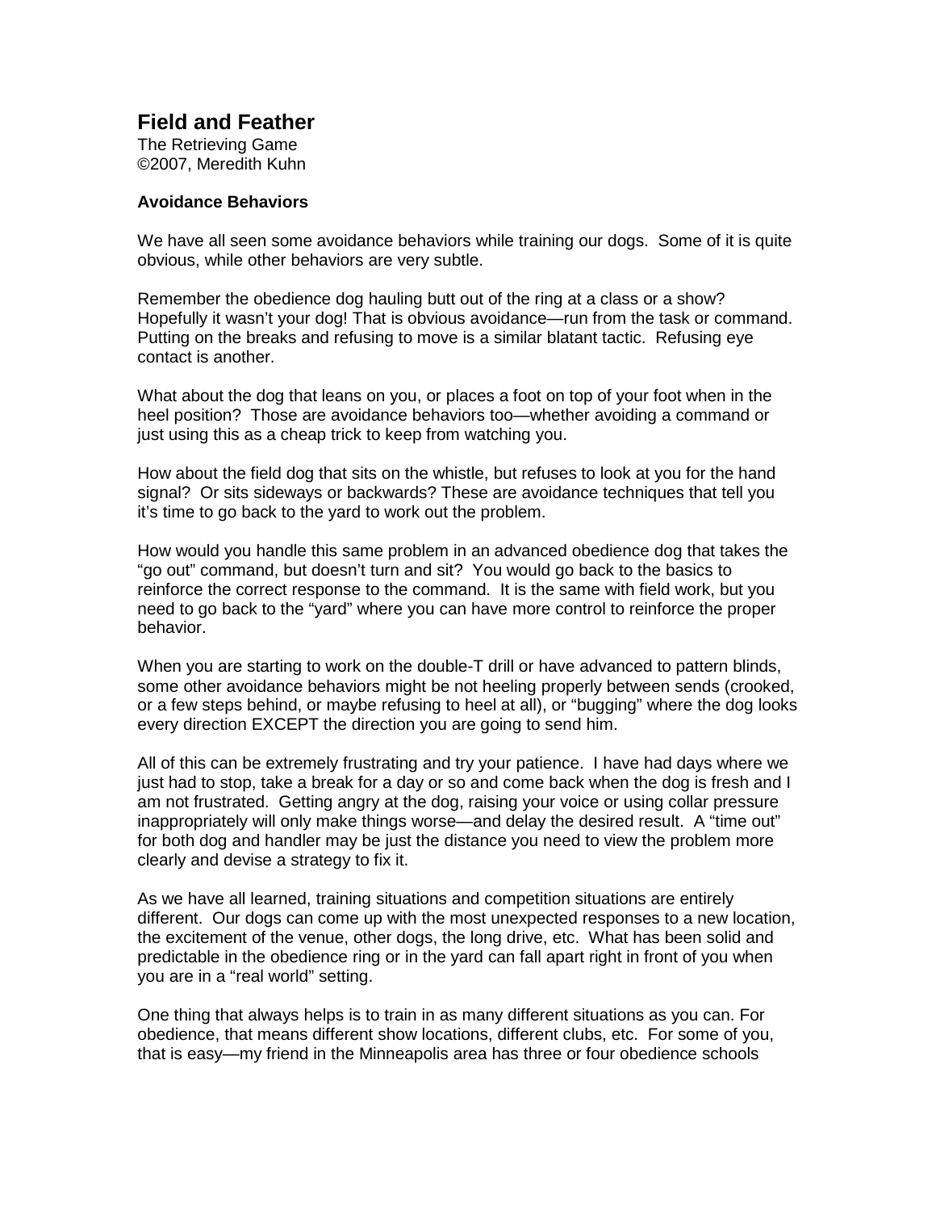# Field and Feather

The Retrieving Game
©2007, Meredith Kuhn

**Avoidance Behaviors**

We have all seen some avoidance behaviors while training our dogs. Some of it is quite obvious, while other behaviors are very subtle.

Remember the obedience dog hauling butt out of the ring at a class or a show? Hopefully it wasn't your dog! That is obvious avoidance—run from the task or command. Putting on the breaks and refusing to move is a similar blatant tactic. Refusing eye contact is another.

What about the dog that leans on you, or places a foot on top of your foot when in the heel position? Those are avoidance behaviors too—whether avoiding a command or just using this as a cheap trick to keep from watching you.

How about the field dog that sits on the whistle, but refuses to look at you for the hand signal? Or sits sideways or backwards? These are avoidance techniques that tell you it's time to go back to the yard to work out the problem.

How would you handle this same problem in an advanced obedience dog that takes the "go out" command, but doesn't turn and sit? You would go back to the basics to reinforce the correct response to the command. It is the same with field work, but you need to go back to the "yard" where you can have more control to reinforce the proper behavior.

When you are starting to work on the double-T drill or have advanced to pattern blinds, some other avoidance behaviors might be not heeling properly between sends (crooked, or a few steps behind, or maybe refusing to heel at all), or "bugging" where the dog looks every direction EXCEPT the direction you are going to send him.

All of this can be extremely frustrating and try your patience. I have had days where we just had to stop, take a break for a day or so and come back when the dog is fresh and I am not frustrated. Getting angry at the dog, raising your voice or using collar pressure inappropriately will only make things worse—and delay the desired result. A "time out" for both dog and handler may be just the distance you need to view the problem more clearly and devise a strategy to fix it.

As we have all learned, training situations and competition situations are entirely different. Our dogs can come up with the most unexpected responses to a new location, the excitement of the venue, other dogs, the long drive, etc. What has been solid and predictable in the obedience ring or in the yard can fall apart right in front of you when you are in a "real world" setting.

One thing that always helps is to train in as many different situations as you can. For obedience, that means different show locations, different clubs, etc. For some of you, that is easy—my friend in the Minneapolis area has three or four obedience schools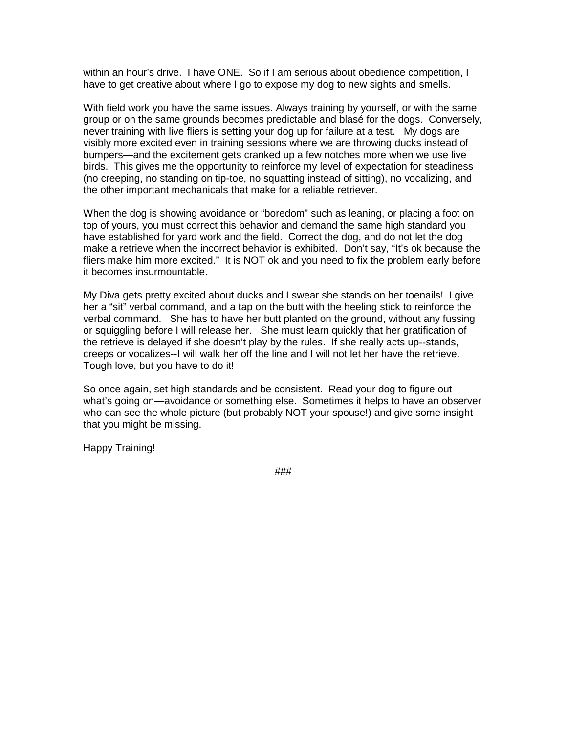within an hour's drive. I have ONE. So if I am serious about obedience competition, I have to get creative about where I go to expose my dog to new sights and smells.

With field work you have the same issues. Always training by yourself, or with the same group or on the same grounds becomes predictable and blasé for the dogs. Conversely, never training with live fliers is setting your dog up for failure at a test. My dogs are visibly more excited even in training sessions where we are throwing ducks instead of bumpers—and the excitement gets cranked up a few notches more when we use live birds. This gives me the opportunity to reinforce my level of expectation for steadiness (no creeping, no standing on tip-toe, no squatting instead of sitting), no vocalizing, and the other important mechanicals that make for a reliable retriever.

When the dog is showing avoidance or "boredom" such as leaning, or placing a foot on top of yours, you must correct this behavior and demand the same high standard you have established for yard work and the field. Correct the dog, and do not let the dog make a retrieve when the incorrect behavior is exhibited. Don't say, "It's ok because the fliers make him more excited." It is NOT ok and you need to fix the problem early before it becomes insurmountable.

My Diva gets pretty excited about ducks and I swear she stands on her toenails! I give her a "sit" verbal command, and a tap on the butt with the heeling stick to reinforce the verbal command. She has to have her butt planted on the ground, without any fussing or squiggling before I will release her. She must learn quickly that her gratification of the retrieve is delayed if she doesn't play by the rules. If she really acts up--stands, creeps or vocalizes--I will walk her off the line and I will not let her have the retrieve. Tough love, but you have to do it!

So once again, set high standards and be consistent. Read your dog to figure out what's going on—avoidance or something else. Sometimes it helps to have an observer who can see the whole picture (but probably NOT your spouse!) and give some insight that you might be missing.

Happy Training!

###